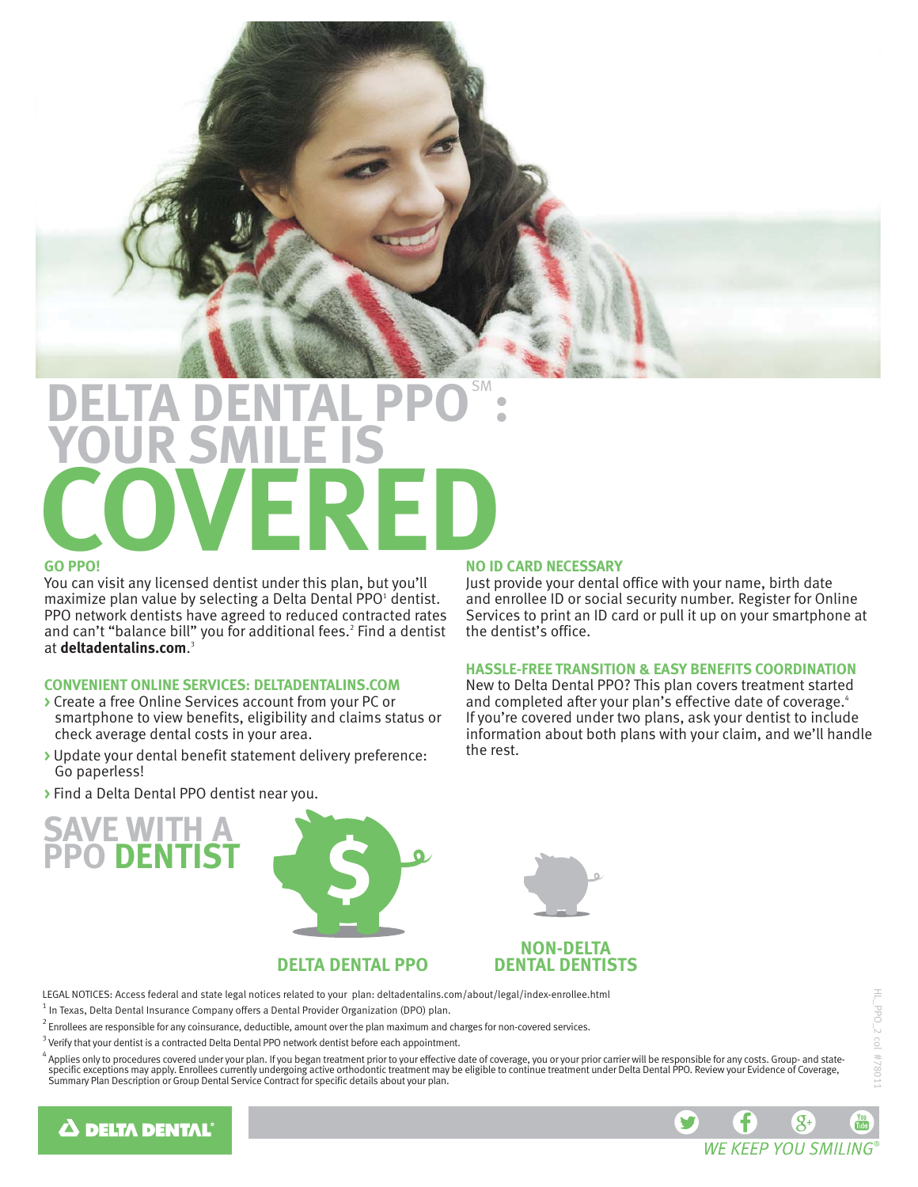# DELTA DENTAL PPO[SM]: YOUR SMILE IS COVERED

## GO PPO!

You can visit any licensed dentist under this plan, but you'll maximize plan value by selecting a Delta Dental PPO[1] dentist. PPO network dentists have agreed to reduced contracted rates and can't "balance bill" you for additional fees.[2] Find a dentist at **deltadentalins.com**.[3]

## CONVENIENT ONLINE SERVICES: DELTADENTALINS.COM

- Create a free Online Services account from your PC or smartphone to view benefits, eligibility and claims status or check average dental costs in your area.
- Update your dental benefit statement delivery preference: Go paperless!
- Find a Delta Dental PPO dentist near you.

## NO ID CARD NECESSARY

Just provide your dental office with your name, birth date and enrollee ID or social security number. Register for Online Services to print an ID card or pull it up on your smartphone at the dentist's office.

## HASSLE-FREE TRANSITION & EASY BENEFITS COORDINATION

New to Delta Dental PPO? This plan covers treatment started and completed after your plan's effective date of coverage.[4] If you're covered under two plans, ask your dentist to include information about both plans with your claim, and we'll handle the rest.

## SAVE WITH A PPO DENTIST

DELTA DENTAL PPO

NON-DELTA DENTAL DENTISTS

LEGAL NOTICES: Access federal and state legal notices related to your plan: deltadentalins.com/about/legal/index-enrollee.html

[1] In Texas, Delta Dental Insurance Company offers a Dental Provider Organization (DPO) plan.

[2] Enrollees are responsible for any coinsurance, deductible, amount over the plan maximum and charges for non-covered services.

[3] Verify that your dentist is a contracted Delta Dental PPO network dentist before each appointment.

[4] Applies only to procedures covered under your plan. If you began treatment prior to your effective date of coverage, you or your prior carrier will be responsible for any costs. Group- and state-specific exceptions may apply. Enrollees currently undergoing active orthodontic treatment may be eligible to continue treatment under Delta Dental PPO. Review your Evidence of Coverage, Summary Plan Description or Group Dental Service Contract for specific details about your plan.

DELTA DENTAL®

*WE KEEP YOU SMILING®*

HL_PPO_2 col #78011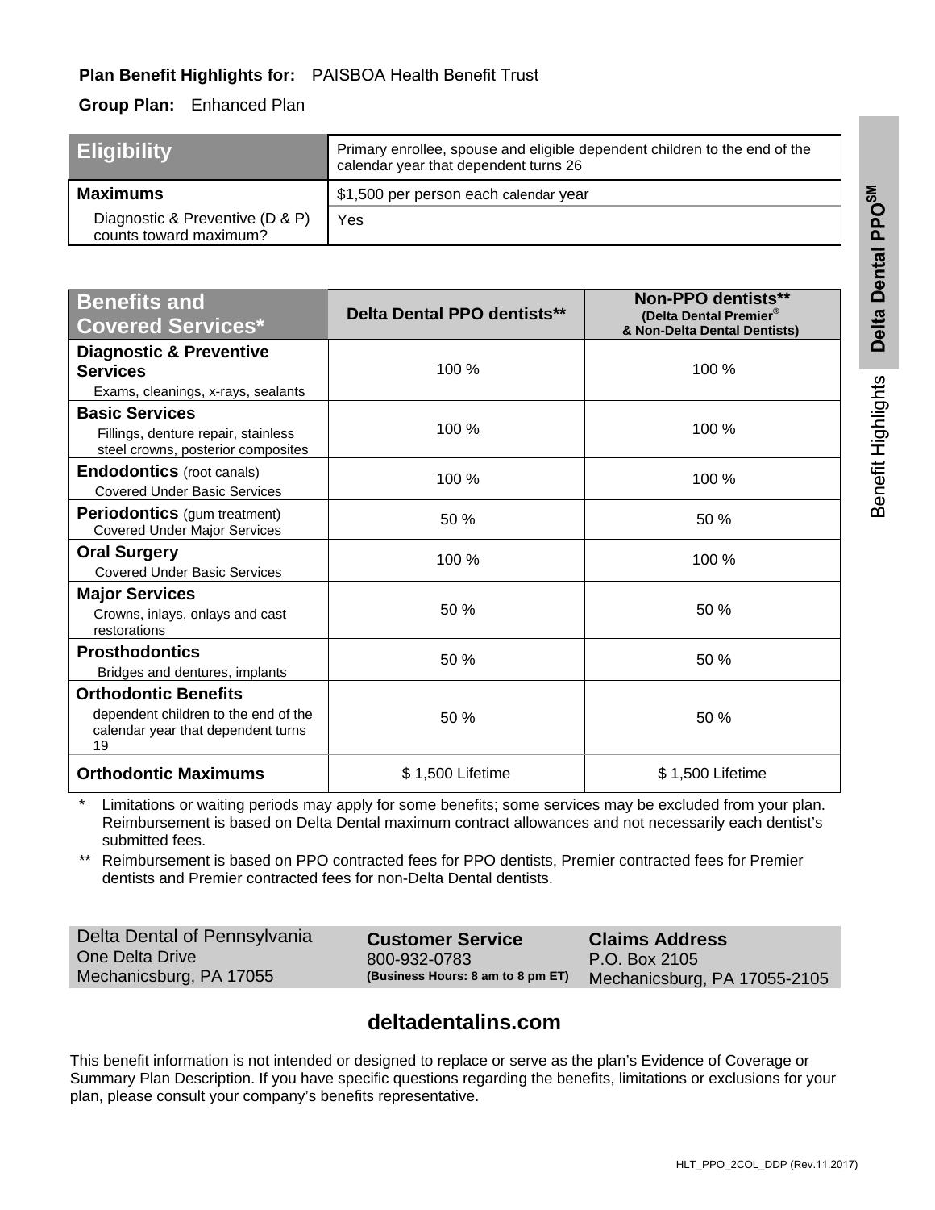**Plan Benefit Highlights for:** PAISBOA Health Benefit Trust

**Group Plan:** Enhanced Plan

Benefit Highlights **Delta Dental PPO℠**

| **Eligibility** | Primary enrollee, spouse and eligible dependent children to the end of the calendar year that dependent turns 26 |
|---|---|
| **Maximums** | $1,500 per person each calendar year |
| Diagnostic & Preventive (D & P) counts toward maximum? | Yes |

| **Benefits and Covered Services*** | **Delta Dental PPO dentists**** | **Non-PPO dentists**** **(Delta Dental Premier® & Non-Delta Dental Dentists)** |
|---|---|---|
| **Diagnostic & Preventive Services** Exams, cleanings, x-rays, sealants | 100 % | 100 % |
| **Basic Services** Fillings, denture repair, stainless steel crowns, posterior composites | 100 % | 100 % |
| **Endodontics** (root canals) Covered Under Basic Services | 100 % | 100 % |
| **Periodontics** (gum treatment) Covered Under Major Services | 50 % | 50 % |
| **Oral Surgery** Covered Under Basic Services | 100 % | 100 % |
| **Major Services** Crowns, inlays, onlays and cast restorations | 50 % | 50 % |
| **Prosthodontics** Bridges and dentures, implants | 50 % | 50 % |
| **Orthodontic Benefits** dependent children to the end of the calendar year that dependent turns 19 | 50 % | 50 % |
| **Orthodontic Maximums** | $ 1,500 Lifetime | $ 1,500 Lifetime |

\* Limitations or waiting periods may apply for some benefits; some services may be excluded from your plan. Reimbursement is based on Delta Dental maximum contract allowances and not necessarily each dentist's submitted fees.

** Reimbursement is based on PPO contracted fees for PPO dentists, Premier contracted fees for Premier dentists and Premier contracted fees for non-Delta Dental dentists.

Delta Dental of Pennsylvania
One Delta Drive
Mechanicsburg, PA 17055

**Customer Service**
800-932-0783
**(Business Hours: 8 am to 8 pm ET)**

**Claims Address**
P.O. Box 2105
Mechanicsburg, PA 17055-2105

## deltadentalins.com

This benefit information is not intended or designed to replace or serve as the plan's Evidence of Coverage or Summary Plan Description. If you have specific questions regarding the benefits, limitations or exclusions for your plan, please consult your company's benefits representative.

HLT_PPO_2COL_DDP (Rev.11.2017)